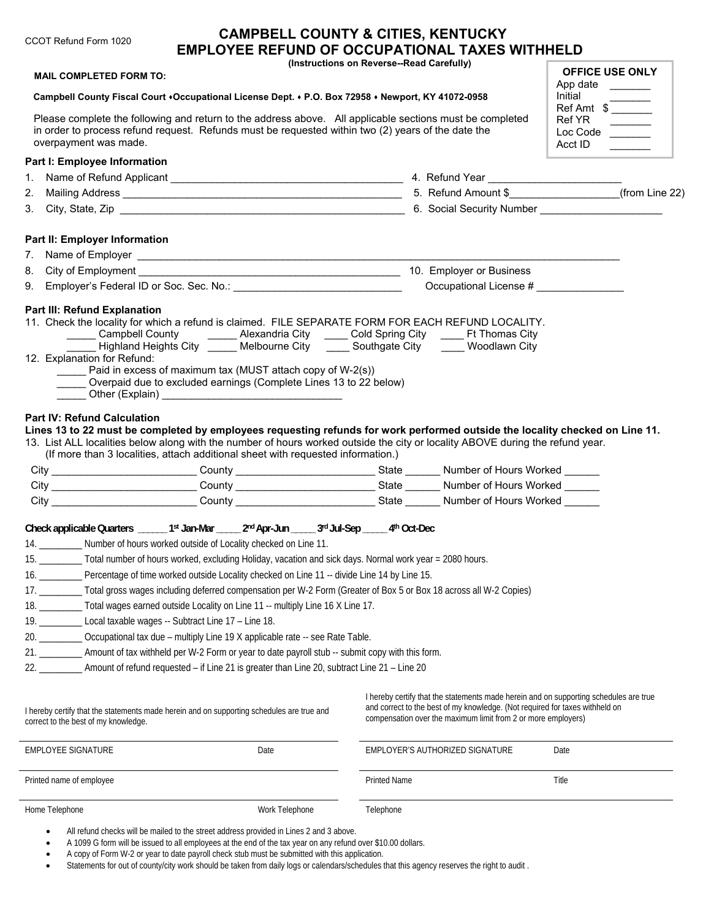CCOT Refund Form 1020

# CAMPBELL COUNTY & CITIES, KENTUCKY
# EMPLOYEE REFUND OF OCCUPATIONAL TAXES WITHHELD

**(Instructions on Reverse--Read Carefully)**

**MAIL COMPLETED FORM TO:**

**Campbell County Fiscal Court ♦Occupational License Dept. ♦ P.O. Box 72958 ♦ Newport, KY 41072-0958**

Please complete the following and return to the address above. All applicable sections must be completed in order to process refund request. Refunds must be requested within two (2) years of the date the overpayment was made.

| **OFFICE USE ONLY** | |
|---|---|
| App date | _______ |
| Initial | _______ |
| Ref Amt | $ _______ |
| Ref YR | _______ |
| Loc Code | _______ |
| Acct ID | _______ |

**Part I: Employee Information**

1. Name of Refund Applicant ________________________________________
2. Mailing Address ________________________________________
3. City, State, Zip ________________________________________
4. Refund Year ______________________
5. Refund Amount $__________________(from Line 22)
6. Social Security Number ____________________

**Part II: Employer Information**

7. Name of Employer ________________________________________________________________
8. City of Employment ____________________________________________
9. Employer's Federal ID or Soc. Sec. No.: ____________________________
10. Employer or Business Occupational License # _______________

**Part III: Refund Explanation**

11. Check the locality for which a refund is claimed. FILE SEPARATE FORM FOR EACH REFUND LOCALITY.
    _____ Campbell County _____ Alexandria City ____ Cold Spring City ____ Ft Thomas City
    _____ Highland Heights City _____ Melbourne City ____ Southgate City ____ Woodlawn City
12. Explanation for Refund:
    _____ Paid in excess of maximum tax (MUST attach copy of W-2(s))
    _____ Overpaid due to excluded earnings (Complete Lines 13 to 22 below)
    _____ Other (Explain) ______________________________

**Part IV: Refund Calculation**

**Lines 13 to 22 must be completed by employees requesting refunds for work performed outside the locality checked on Line 11.**

13. List ALL localities below along with the number of hours worked outside the city or locality ABOVE during the refund year. (If more than 3 localities, attach additional sheet with requested information.)

City ________________________ County ________________________ State ______ Number of Hours Worked ______
City ________________________ County ________________________ State ______ Number of Hours Worked ______
City ________________________ County ________________________ State ______ Number of Hours Worked ______

**Check applicable Quarters _____ 1st Jan-Mar _____ 2nd Apr-Jun _____ 3rd Jul-Sep _____ 4th Oct-Dec**

14. ________ Number of hours worked outside of Locality checked on Line 11.
15. ________ Total number of hours worked, excluding Holiday, vacation and sick days. Normal work year = 2080 hours.
16. ________ Percentage of time worked outside Locality checked on Line 11 -- divide Line 14 by Line 15.
17. ________ Total gross wages including deferred compensation per W-2 Form (Greater of Box 5 or Box 18 across all W-2 Copies)
18. ________ Total wages earned outside Locality on Line 11 -- multiply Line 16 X Line 17.
19. ________ Local taxable wages -- Subtract Line 17 – Line 18.
20. ________ Occupational tax due – multiply Line 19 X applicable rate -- see Rate Table.
21. ________ Amount of tax withheld per W-2 Form or year to date payroll stub -- submit copy with this form.
22. ________ Amount of refund requested – if Line 21 is greater than Line 20, subtract Line 21 – Line 20

I hereby certify that the statements made herein and on supporting schedules are true and correct to the best of my knowledge.

EMPLOYEE SIGNATURE ____________ Date ____________

Printed name of employee ____________

Home Telephone ____________ Work Telephone ____________

I hereby certify that the statements made herein and on supporting schedules are true and correct to the best of my knowledge. (Not required for taxes withheld on compensation over the maximum limit from 2 or more employers)

EMPLOYER'S AUTHORIZED SIGNATURE ____________ Date ____________

Printed Name ____________ Title ____________

Telephone ____________

- All refund checks will be mailed to the street address provided in Lines 2 and 3 above.
- A 1099 G form will be issued to all employees at the end of the tax year on any refund over $10.00 dollars.
- A copy of Form W-2 or year to date payroll check stub must be submitted with this application.
- Statements for out of county/city work should be taken from daily logs or calendars/schedules that this agency reserves the right to audit .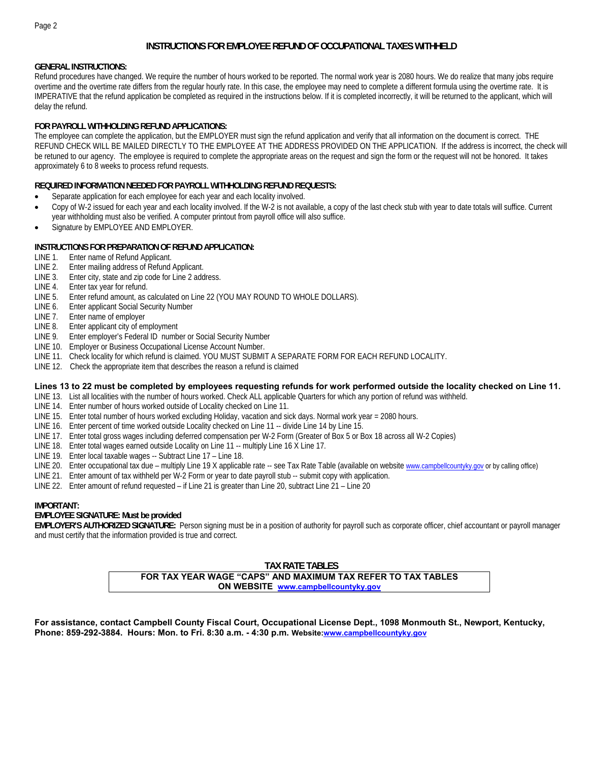## INSTRUCTIONS FOR EMPLOYEE REFUND OF OCCUPATIONAL TAXES WITHHELD

**GENERAL INSTRUCTIONS:**
Refund procedures have changed. We require the number of hours worked to be reported. The normal work year is 2080 hours. We do realize that many jobs require overtime and the overtime rate differs from the regular hourly rate. In this case, the employee may need to complete a different formula using the overtime rate. It is IMPERATIVE that the refund application be completed as required in the instructions below. If it is completed incorrectly, it will be returned to the applicant, which will delay the refund.

**FOR PAYROLL WITHHOLDING REFUND APPLICATIONS:**
The employee can complete the application, but the EMPLOYER must sign the refund application and verify that all information on the document is correct. THE REFUND CHECK WILL BE MAILED DIRECTLY TO THE EMPLOYEE AT THE ADDRESS PROVIDED ON THE APPLICATION. If the address is incorrect, the check will be retuned to our agency. The employee is required to complete the appropriate areas on the request and sign the form or the request will not be honored. It takes approximately 6 to 8 weeks to process refund requests.

**REQUIRED INFORMATION NEEDED FOR PAYROLL WITHHOLDING REFUND REQUESTS:**
- Separate application for each employee for each year and each locality involved.
- Copy of W-2 issued for each year and each locality involved. If the W-2 is not available, a copy of the last check stub with year to date totals will suffice. Current year withholding must also be verified. A computer printout from payroll office will also suffice.
- Signature by EMPLOYEE AND EMPLOYER.

**INSTRUCTIONS FOR PREPARATION OF REFUND APPLICATION:**

LINE 1. Enter name of Refund Applicant.
LINE 2. Enter mailing address of Refund Applicant.
LINE 3. Enter city, state and zip code for Line 2 address.
LINE 4. Enter tax year for refund.
LINE 5. Enter refund amount, as calculated on Line 22 (YOU MAY ROUND TO WHOLE DOLLARS).
LINE 6. Enter applicant Social Security Number
LINE 7. Enter name of employer
LINE 8. Enter applicant city of employment
LINE 9. Enter employer's Federal ID number or Social Security Number
LINE 10. Employer or Business Occupational License Account Number.
LINE 11. Check locality for which refund is claimed. YOU MUST SUBMIT A SEPARATE FORM FOR EACH REFUND LOCALITY.
LINE 12. Check the appropriate item that describes the reason a refund is claimed

**Lines 13 to 22 must be completed by employees requesting refunds for work performed outside the locality checked on Line 11.**

LINE 13. List all localities with the number of hours worked. Check ALL applicable Quarters for which any portion of refund was withheld.
LINE 14. Enter number of hours worked outside of Locality checked on Line 11.
LINE 15. Enter total number of hours worked excluding Holiday, vacation and sick days. Normal work year = 2080 hours.
LINE 16. Enter percent of time worked outside Locality checked on Line 11 -- divide Line 14 by Line 15.
LINE 17. Enter total gross wages including deferred compensation per W-2 Form (Greater of Box 5 or Box 18 across all W-2 Copies)
LINE 18. Enter total wages earned outside Locality on Line 11 -- multiply Line 16 X Line 17.
LINE 19. Enter local taxable wages -- Subtract Line 17 – Line 18.
LINE 20. Enter occupational tax due – multiply Line 19 X applicable rate -- see Tax Rate Table (available on website www.campbellcountyky.gov or by calling office)
LINE 21. Enter amount of tax withheld per W-2 Form or year to date payroll stub -- submit copy with application.
LINE 22. Enter amount of refund requested – if Line 21 is greater than Line 20, subtract Line 21 – Line 20

**IMPORTANT:**
**EMPLOYEE SIGNATURE: Must be provided**
**EMPLOYER'S AUTHORIZED SIGNATURE:** Person signing must be in a position of authority for payroll such as corporate officer, chief accountant or payroll manager and must certify that the information provided is true and correct.

**TAX RATE TABLES**

**FOR TAX YEAR WAGE "CAPS" AND MAXIMUM TAX REFER TO TAX TABLES ON WEBSITE www.campbellcountyky.gov**

**For assistance, contact Campbell County Fiscal Court, Occupational License Dept., 1098 Monmouth St., Newport, Kentucky, Phone: 859-292-3884. Hours: Mon. to Fri. 8:30 a.m. - 4:30 p.m. Website:www.campbellcountyky.gov**